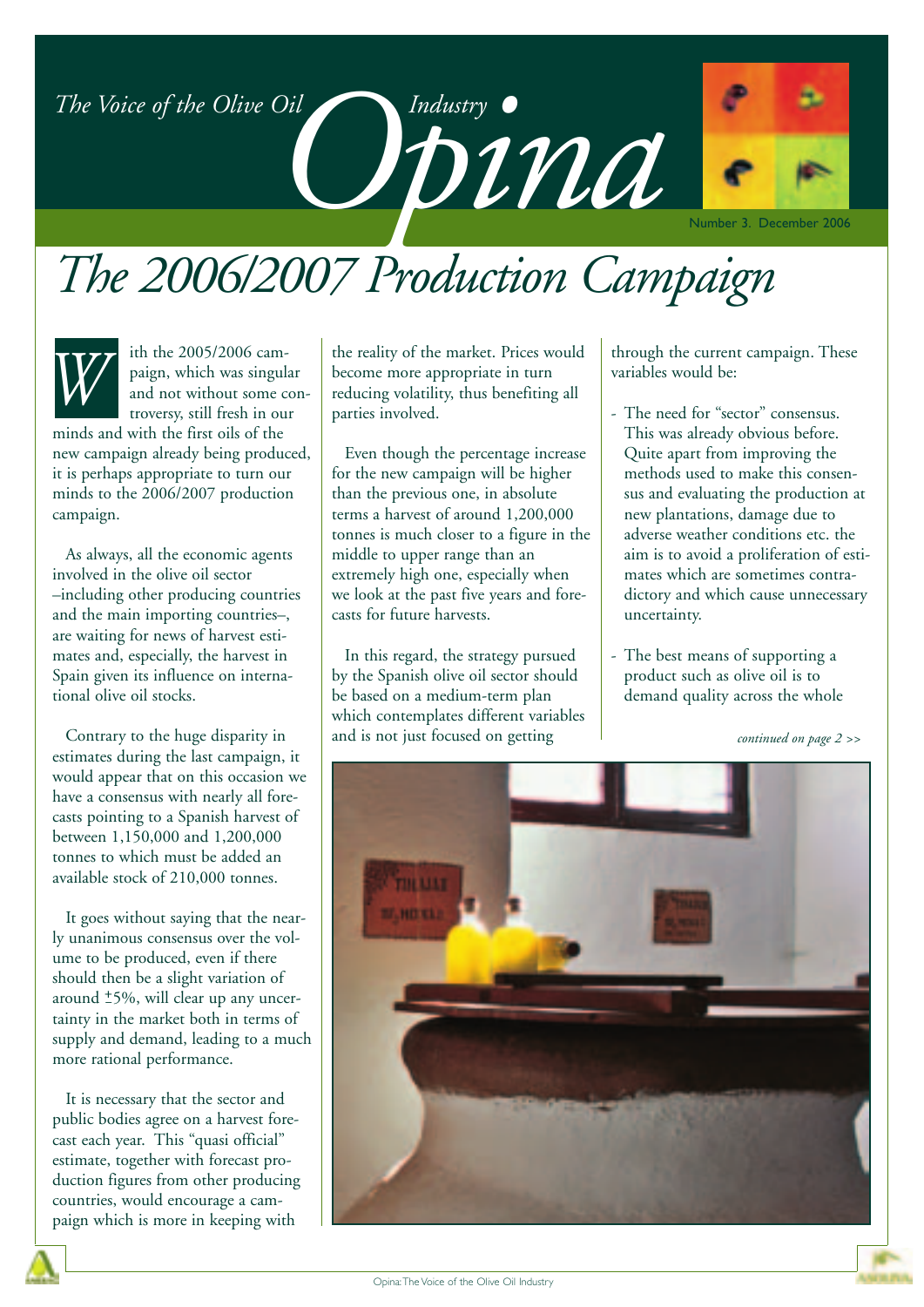# The 2006/2007 Production Campaign

With the 2005/2006 campaign, which was singular and not without some controversy, still fresh in our minds and with the first oils of the new campaign already being produced, it is perhaps appropriate to turn our minds to the 2006/2007 production campaign.

As always, all the economic agents involved in the olive oil sector –including other producing countries and the main importing countries–, are waiting for news of harvest estimates and, especially, the harvest in Spain given its influence on international olive oil stocks.

Contrary to the huge disparity in estimates during the last campaign, it would appear that on this occasion we have a consensus with nearly all forecasts pointing to a Spanish harvest of between 1,150,000 and 1,200,000 tonnes to which must be added an available stock of 210,000 tonnes.

It goes without saying that the nearly unanimous consensus over the volume to be produced, even if there should then be a slight variation of around ±5%, will clear up any uncertainty in the market both in terms of supply and demand, leading to a much more rational performance.

It is necessary that the sector and public bodies agree on a harvest forecast each year. This "quasi official" estimate, together with forecast production figures from other producing countries, would encourage a campaign which is more in keeping with the reality of the market. Prices would become more appropriate in turn reducing volatility, thus benefiting all parties involved.

Even though the percentage increase for the new campaign will be higher than the previous one, in absolute terms a harvest of around 1,200,000 tonnes is much closer to a figure in the middle to upper range than an extremely high one, especially when we look at the past five years and forecasts for future harvests.

In this regard, the strategy pursued by the Spanish olive oil sector should be based on a medium-term plan which contemplates different variables and is not just focused on getting through the current campaign. These variables would be:

- The need for "sector" consensus. This was already obvious before. Quite apart from improving the methods used to make this consensus and evaluating the production at new plantations, damage due to adverse weather conditions etc. the aim is to avoid a proliferation of estimates which are sometimes contradictory and which cause unnecessary uncertainty.
- The best means of supporting a product such as olive oil is to demand quality across the whole

*continued on page 2 >>*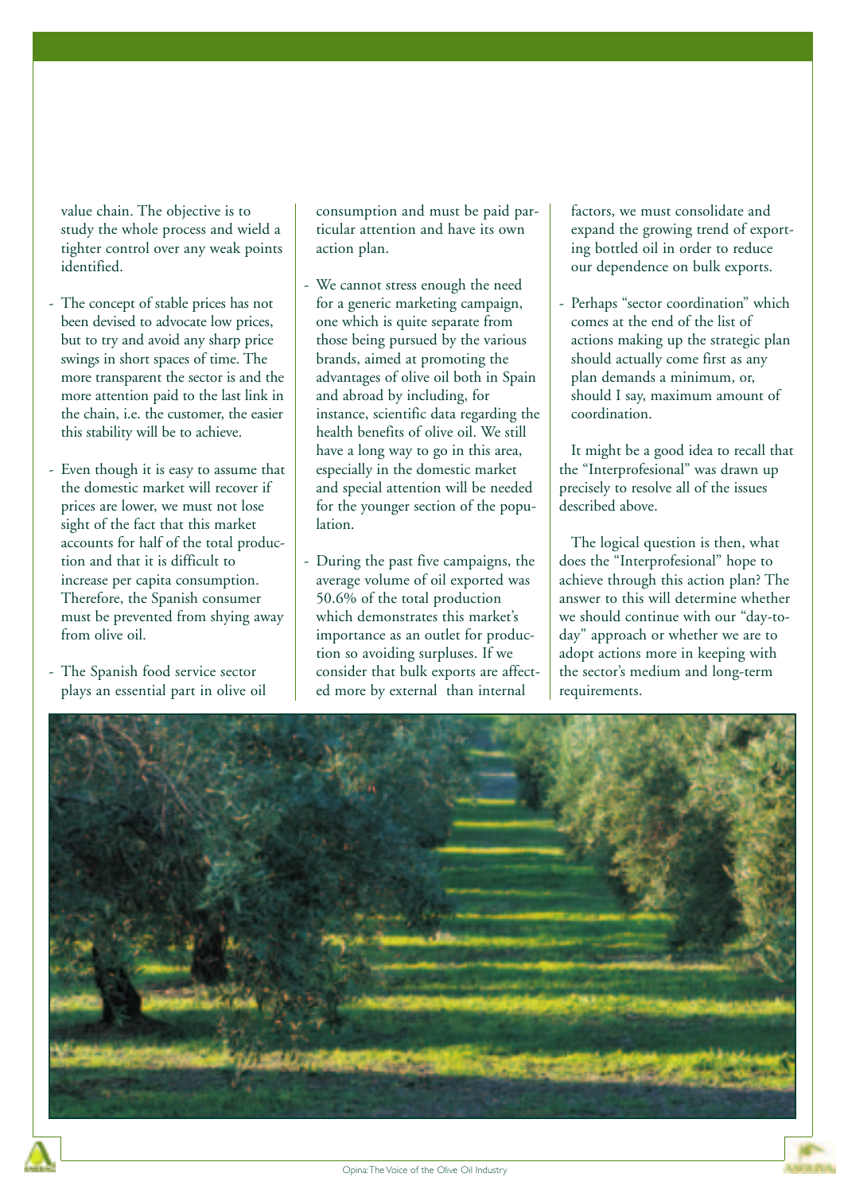value chain. The objective is to study the whole process and wield a tighter control over any weak points identified.

- The concept of stable prices has not been devised to advocate low prices, but to try and avoid any sharp price swings in short spaces of time. The more transparent the sector is and the more attention paid to the last link in the chain, i.e. the customer, the easier this stability will be to achieve.

- Even though it is easy to assume that the domestic market will recover if prices are lower, we must not lose sight of the fact that this market accounts for half of the total production and that it is difficult to increase per capita consumption. Therefore, the Spanish consumer must be prevented from shying away from olive oil.

- The Spanish food service sector plays an essential part in olive oil consumption and must be paid particular attention and have its own action plan.

- We cannot stress enough the need for a generic marketing campaign, one which is quite separate from those being pursued by the various brands, aimed at promoting the advantages of olive oil both in Spain and abroad by including, for instance, scientific data regarding the health benefits of olive oil. We still have a long way to go in this area, especially in the domestic market and special attention will be needed for the younger section of the population.

- During the past five campaigns, the average volume of oil exported was 50.6% of the total production which demonstrates this market's importance as an outlet for production so avoiding surpluses. If we consider that bulk exports are affected more by external than internal factors, we must consolidate and expand the growing trend of exporting bottled oil in order to reduce our dependence on bulk exports.

- Perhaps "sector coordination" which comes at the end of the list of actions making up the strategic plan should actually come first as any plan demands a minimum, or, should I say, maximum amount of coordination.

It might be a good idea to recall that the "Interprofesional" was drawn up precisely to resolve all of the issues described above.

The logical question is then, what does the "Interprofesional" hope to achieve through this action plan? The answer to this will determine whether we should continue with our "day-to-day" approach or whether we are to adopt actions more in keeping with the sector's medium and long-term requirements.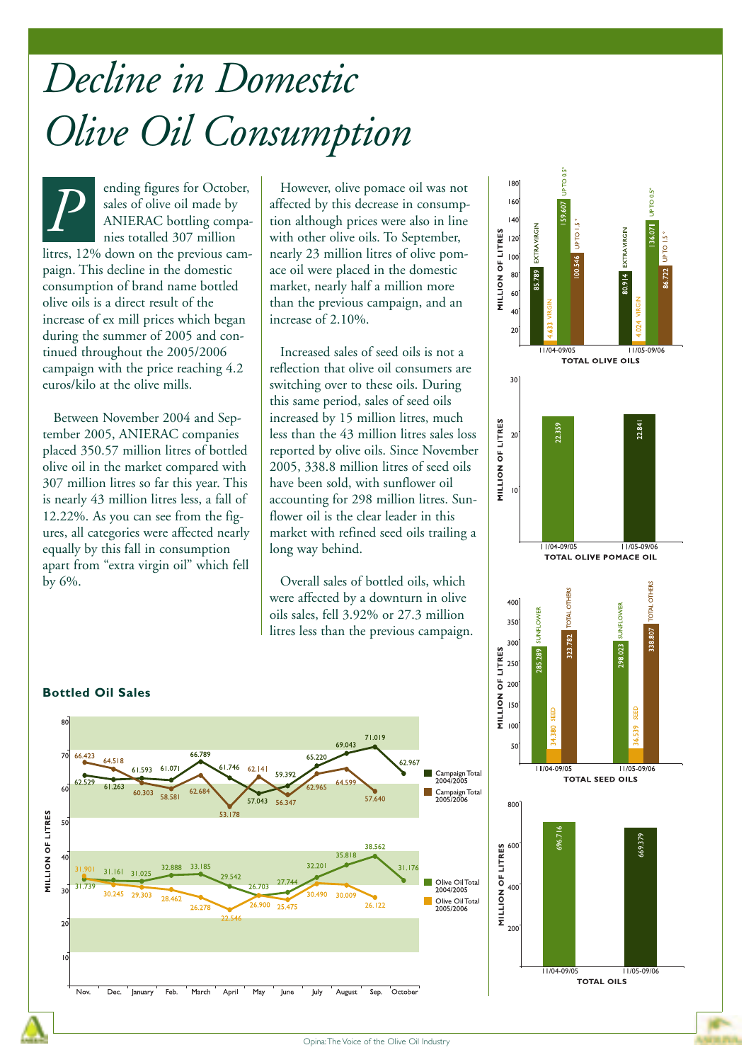# Decline in Domestic Olive Oil Consumption

Pending figures for October, sales of olive oil made by ANIERAC bottling companies totalled 307 million litres, 12% down on the previous campaign. This decline in the domestic consumption of brand name bottled olive oils is a direct result of the increase of ex mill prices which began during the summer of 2005 and continued throughout the 2005/2006 campaign with the price reaching 4.2 euros/kilo at the olive mills.

Between November 2004 and September 2005, ANIERAC companies placed 350.57 million litres of bottled olive oil in the market compared with 307 million litres so far this year. This is nearly 43 million litres less, a fall of 12.22%. As you can see from the figures, all categories were affected nearly equally by this fall in consumption apart from "extra virgin oil" which fell by 6%.

However, olive pomace oil was not affected by this decrease in consumption although prices were also in line with other olive oils. To September, nearly 23 million litres of olive pomace oil were placed in the domestic market, nearly half a million more than the previous campaign, and an increase of 2.10%.

Increased sales of seed oils is not a reflection that olive oil consumers are switching over to these oils. During this same period, sales of seed oils increased by 15 million litres, much less than the 43 million litres sales loss reported by olive oils. Since November 2005, 338.8 million litres of seed oils have been sold, with sunflower oil accounting for 298 million litres. Sunflower oil is the clear leader in this market with refined seed oils trailing a long way behind.

Overall sales of bottled oils, which were affected by a downturn in olive oils sales, fell 3.92% or 27.3 million litres less than the previous campaign.

**Bottled Oil Sales** (million of litres)

| | Nov. | Dec. | January | Feb. | March | April | May | June | July | August | Sep. | October |
|---|---|---|---|---|---|---|---|---|---|---|---|---|
| Campaign Total 2004/2005 | 62.529 | 61.263 | 61.593 | 61.071 | 66.789 | 61.746 | 57.043 | 59.392 | 65.220 | 69.043 | 71.019 | 62.967 |
| Campaign Total 2005/2006 | 66.423 | 64.518 | 60.303 | 58.581 | 62.684 | 53.178 | 62.141 | 56.347 | 62.965 | 64.599 | 57.640 | |
| Olive Oil Total 2004/2005 | 31.739 | 31.161 | 31.025 | 32.888 | 33.185 | 29.542 | 26.703 | 27.744 | 32.201 | 35.818 | 38.562 | 31.176 |
| Olive Oil Total 2005/2006 | 31.901 | 30.245 | 29.303 | 28.462 | 26.278 | 22.546 | 26.900 | 25.475 | 30.490 | 30.009 | 26.122 | |

**TOTAL OLIVE OILS** (million of litres)

| | Extra Virgin | Virgin | Up to 0.5° | Up to 1.5° |
|---|---|---|---|---|
| 11/04-09/05 | 85.789 | 4.633 | 159.607 | 100.546 |
| 11/05-09/06 | 80.914 | 4.024 | 136.071 | 86.722 |

**TOTAL OLIVE POMACE OIL** (million of litres)

| | |
|---|---|
| 11/04-09/05 | 22.359 |
| 11/05-09/06 | 22.841 |

**TOTAL SEED OILS** (million of litres)

| | Sunflower | Seed | Total Others |
|---|---|---|---|
| 11/04-09/05 | 285.289 | 34.380 | 323.782 |
| 11/05-09/06 | 298.023 | 36.539 | 338.807 |

**TOTAL OILS** (million of litres)

| | |
|---|---|
| 11/04-09/05 | 696.716 |
| 11/05-09/06 | 669.379 |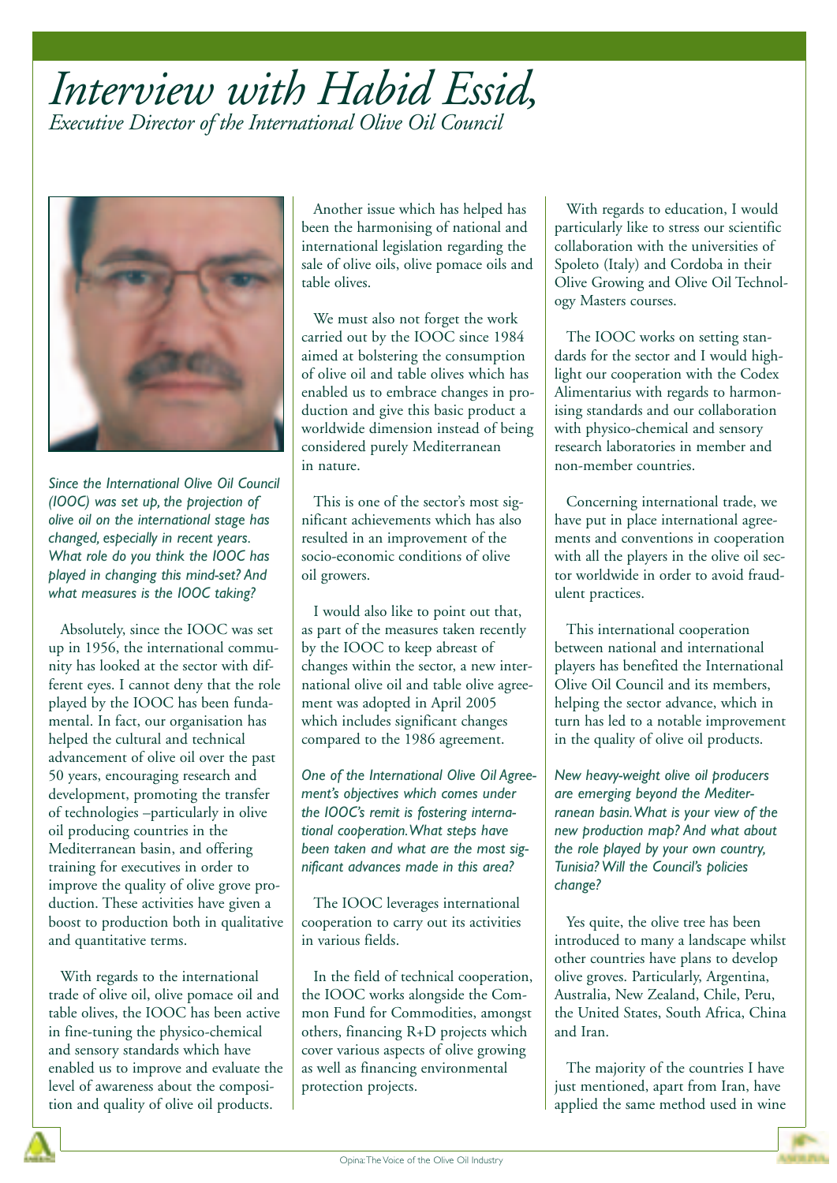# *Interview with Habid Essid,*

*Executive Director of the International Olive Oil Council*

*Since the International Olive Oil Council (IOOC) was set up, the projection of olive oil on the international stage has changed, especially in recent years. What role do you think the IOOC has played in changing this mind-set? And what measures is the IOOC taking?*

Absolutely, since the IOOC was set up in 1956, the international community has looked at the sector with different eyes. I cannot deny that the role played by the IOOC has been fundamental. In fact, our organisation has helped the cultural and technical advancement of olive oil over the past 50 years, encouraging research and development, promoting the transfer of technologies –particularly in olive oil producing countries in the Mediterranean basin, and offering training for executives in order to improve the quality of olive grove production. These activities have given a boost to production both in qualitative and quantitative terms.

With regards to the international trade of olive oil, olive pomace oil and table olives, the IOOC has been active in fine-tuning the physico-chemical and sensory standards which have enabled us to improve and evaluate the level of awareness about the composition and quality of olive oil products.

Another issue which has helped has been the harmonising of national and international legislation regarding the sale of olive oils, olive pomace oils and table olives.

We must also not forget the work carried out by the IOOC since 1984 aimed at bolstering the consumption of olive oil and table olives which has enabled us to embrace changes in production and give this basic product a worldwide dimension instead of being considered purely Mediterranean in nature.

This is one of the sector's most significant achievements which has also resulted in an improvement of the socio-economic conditions of olive oil growers.

I would also like to point out that, as part of the measures taken recently by the IOOC to keep abreast of changes within the sector, a new international olive oil and table olive agreement was adopted in April 2005 which includes significant changes compared to the 1986 agreement.

*One of the International Olive Oil Agreement's objectives which comes under the IOOC's remit is fostering international cooperation. What steps have been taken and what are the most significant advances made in this area?*

The IOOC leverages international cooperation to carry out its activities in various fields.

In the field of technical cooperation, the IOOC works alongside the Common Fund for Commodities, amongst others, financing R+D projects which cover various aspects of olive growing as well as financing environmental protection projects.

With regards to education, I would particularly like to stress our scientific collaboration with the universities of Spoleto (Italy) and Cordoba in their Olive Growing and Olive Oil Technology Masters courses.

The IOOC works on setting standards for the sector and I would highlight our cooperation with the Codex Alimentarius with regards to harmonising standards and our collaboration with physico-chemical and sensory research laboratories in member and non-member countries.

Concerning international trade, we have put in place international agreements and conventions in cooperation with all the players in the olive oil sector worldwide in order to avoid fraudulent practices.

This international cooperation between national and international players has benefited the International Olive Oil Council and its members, helping the sector advance, which in turn has led to a notable improvement in the quality of olive oil products.

*New heavy-weight olive oil producers are emerging beyond the Mediterranean basin. What is your view of the new production map? And what about the role played by your own country, Tunisia? Will the Council's policies change?*

Yes quite, the olive tree has been introduced to many a landscape whilst other countries have plans to develop olive groves. Particularly, Argentina, Australia, New Zealand, Chile, Peru, the United States, South Africa, China and Iran.

The majority of the countries I have just mentioned, apart from Iran, have applied the same method used in wine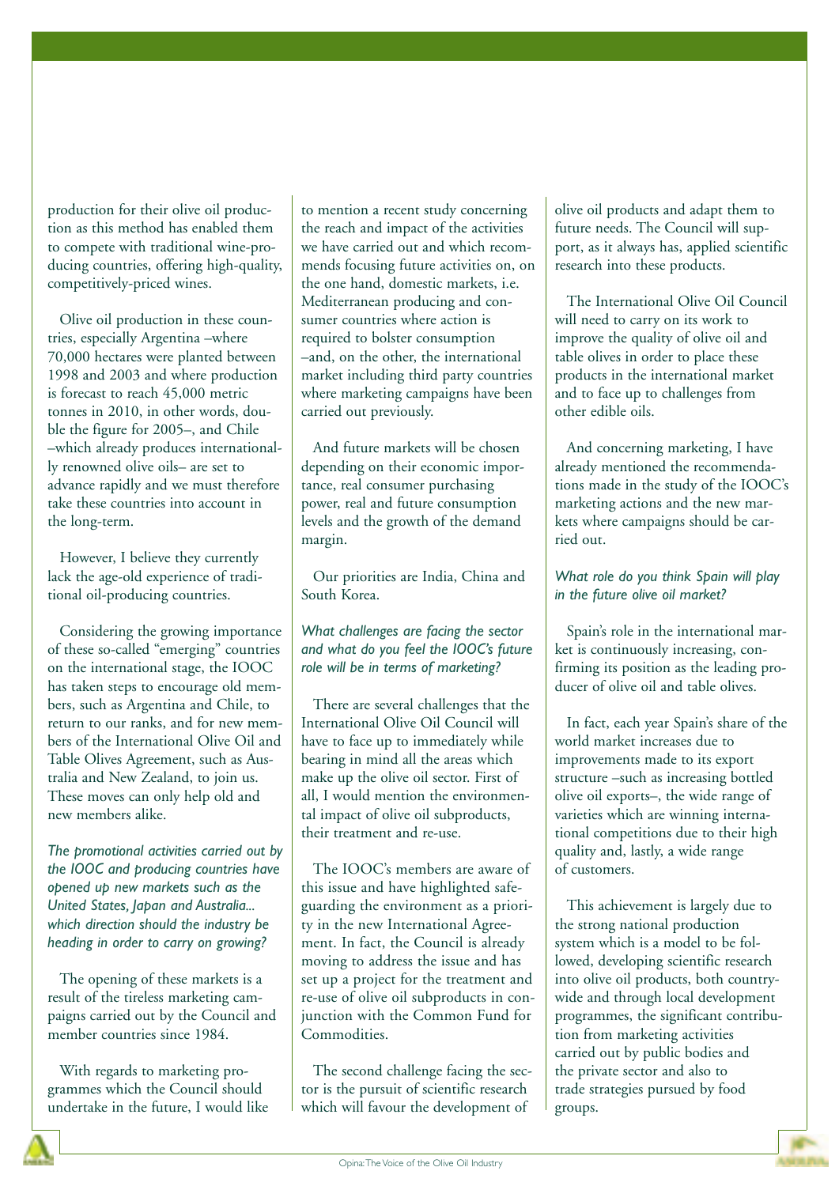production for their olive oil production as this method has enabled them to compete with traditional wine-producing countries, offering high-quality, competitively-priced wines.

Olive oil production in these countries, especially Argentina –where 70,000 hectares were planted between 1998 and 2003 and where production is forecast to reach 45,000 metric tonnes in 2010, in other words, double the figure for 2005–, and Chile –which already produces internationally renowned olive oils– are set to advance rapidly and we must therefore take these countries into account in the long-term.

However, I believe they currently lack the age-old experience of traditional oil-producing countries.

Considering the growing importance of these so-called "emerging" countries on the international stage, the IOOC has taken steps to encourage old members, such as Argentina and Chile, to return to our ranks, and for new members of the International Olive Oil and Table Olives Agreement, such as Australia and New Zealand, to join us. These moves can only help old and new members alike.

*The promotional activities carried out by the IOOC and producing countries have opened up new markets such as the United States, Japan and Australia... which direction should the industry be heading in order to carry on growing?*

The opening of these markets is a result of the tireless marketing campaigns carried out by the Council and member countries since 1984.

With regards to marketing programmes which the Council should undertake in the future, I would like to mention a recent study concerning the reach and impact of the activities we have carried out and which recommends focusing future activities on, on the one hand, domestic markets, i.e. Mediterranean producing and consumer countries where action is required to bolster consumption –and, on the other, the international market including third party countries where marketing campaigns have been carried out previously.

And future markets will be chosen depending on their economic importance, real consumer purchasing power, real and future consumption levels and the growth of the demand margin.

Our priorities are India, China and South Korea.

*What challenges are facing the sector and what do you feel the IOOC's future role will be in terms of marketing?*

There are several challenges that the International Olive Oil Council will have to face up to immediately while bearing in mind all the areas which make up the olive oil sector. First of all, I would mention the environmental impact of olive oil subproducts, their treatment and re-use.

The IOOC's members are aware of this issue and have highlighted safeguarding the environment as a priority in the new International Agreement. In fact, the Council is already moving to address the issue and has set up a project for the treatment and re-use of olive oil subproducts in conjunction with the Common Fund for Commodities.

The second challenge facing the sector is the pursuit of scientific research which will favour the development of olive oil products and adapt them to future needs. The Council will support, as it always has, applied scientific research into these products.

The International Olive Oil Council will need to carry on its work to improve the quality of olive oil and table olives in order to place these products in the international market and to face up to challenges from other edible oils.

And concerning marketing, I have already mentioned the recommendations made in the study of the IOOC's marketing actions and the new markets where campaigns should be carried out.

*What role do you think Spain will play in the future olive oil market?*

Spain's role in the international market is continuously increasing, confirming its position as the leading producer of olive oil and table olives.

In fact, each year Spain's share of the world market increases due to improvements made to its export structure –such as increasing bottled olive oil exports–, the wide range of varieties which are winning international competitions due to their high quality and, lastly, a wide range of customers.

This achievement is largely due to the strong national production system which is a model to be followed, developing scientific research into olive oil products, both countrywide and through local development programmes, the significant contribution from marketing activities carried out by public bodies and the private sector and also to trade strategies pursued by food groups.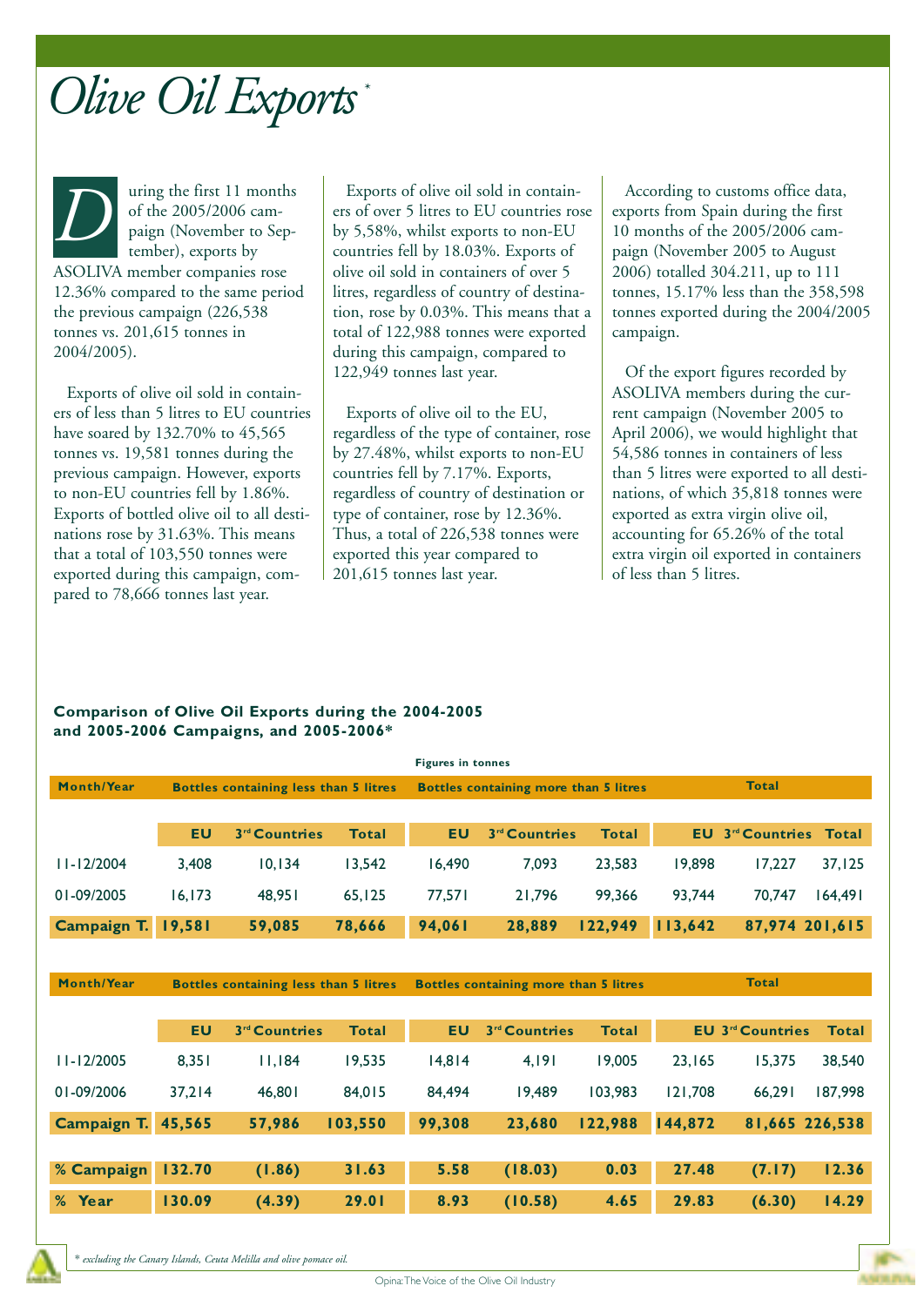# Olive Oil Exports *

During the first 11 months of the 2005/2006 campaign (November to September), exports by ASOLIVA member companies rose 12.36% compared to the same period the previous campaign (226,538 tonnes vs. 201,615 tonnes in 2004/2005).

Exports of olive oil sold in containers of less than 5 litres to EU countries have soared by 132.70% to 45,565 tonnes vs. 19,581 tonnes during the previous campaign. However, exports to non-EU countries fell by 1.86%. Exports of bottled olive oil to all destinations rose by 31.63%. This means that a total of 103,550 tonnes were exported during this campaign, compared to 78,666 tonnes last year.

Exports of olive oil sold in containers of over 5 litres to EU countries rose by 5,58%, whilst exports to non-EU countries fell by 18.03%. Exports of olive oil sold in containers of over 5 litres, regardless of country of destination, rose by 0.03%. This means that a total of 122,988 tonnes were exported during this campaign, compared to 122,949 tonnes last year.

Exports of olive oil to the EU, regardless of the type of container, rose by 27.48%, whilst exports to non-EU countries fell by 7.17%. Exports, regardless of country of destination or type of container, rose by 12.36%. Thus, a total of 226,538 tonnes were exported this year compared to 201,615 tonnes last year.

According to customs office data, exports from Spain during the first 10 months of the 2005/2006 campaign (November 2005 to August 2006) totalled 304.211, up to 111 tonnes, 15.17% less than the 358,598 tonnes exported during the 2004/2005 campaign.

Of the export figures recorded by ASOLIVA members during the current campaign (November 2005 to April 2006), we would highlight that 54,586 tonnes in containers of less than 5 litres were exported to all destinations, of which 35,818 tonnes were exported as extra virgin olive oil, accounting for 65.26% of the total extra virgin oil exported in containers of less than 5 litres.

**Comparison of Olive Oil Exports during the 2004-2005 and 2005-2006 Campaigns, and 2005-2006***

Figures in tonnes

| Month/Year | Bottles containing less than 5 litres | | | Bottles containing more than 5 litres | | | Total | | |
|---|---|---|---|---|---|---|---|---|---|
| | EU | 3rd Countries | Total | EU | 3rd Countries | Total | EU | 3rd Countries | Total |
| 11-12/2004 | 3,408 | 10,134 | 13,542 | 16,490 | 7,093 | 23,583 | 19,898 | 17,227 | 37,125 |
| 01-09/2005 | 16,173 | 48,951 | 65,125 | 77,571 | 21,796 | 99,366 | 93,744 | 70,747 | 164,491 |
| **Campaign T.** | **19,581** | **59,085** | **78,666** | **94,061** | **28,889** | **122,949** | **113,642** | **87,974** | **201,615** |

| Month/Year | Bottles containing less than 5 litres | | | Bottles containing more than 5 litres | | | Total | | |
|---|---|---|---|---|---|---|---|---|---|
| | EU | 3rd Countries | Total | EU | 3rd Countries | Total | EU | 3rd Countries | Total |
| 11-12/2005 | 8,351 | 11,184 | 19,535 | 14,814 | 4,191 | 19,005 | 23,165 | 15,375 | 38,540 |
| 01-09/2006 | 37,214 | 46,801 | 84,015 | 84,494 | 19,489 | 103,983 | 121,708 | 66,291 | 187,998 |
| **Campaign T.** | **45,565** | **57,986** | **103,550** | **99,308** | **23,680** | **122,988** | **144,872** | **81,665** | **226,538** |
| **% Campaign** | **132.70** | **(1.86)** | **31.63** | **5.58** | **(18.03)** | **0.03** | **27.48** | **(7.17)** | **12.36** |
| **% Year** | **130.09** | **(4.39)** | **29.01** | **8.93** | **(10.58)** | **4.65** | **29.83** | **(6.30)** | **14.29** |

*\* excluding the Canary Islands, Ceuta Melilla and olive pomace oil.*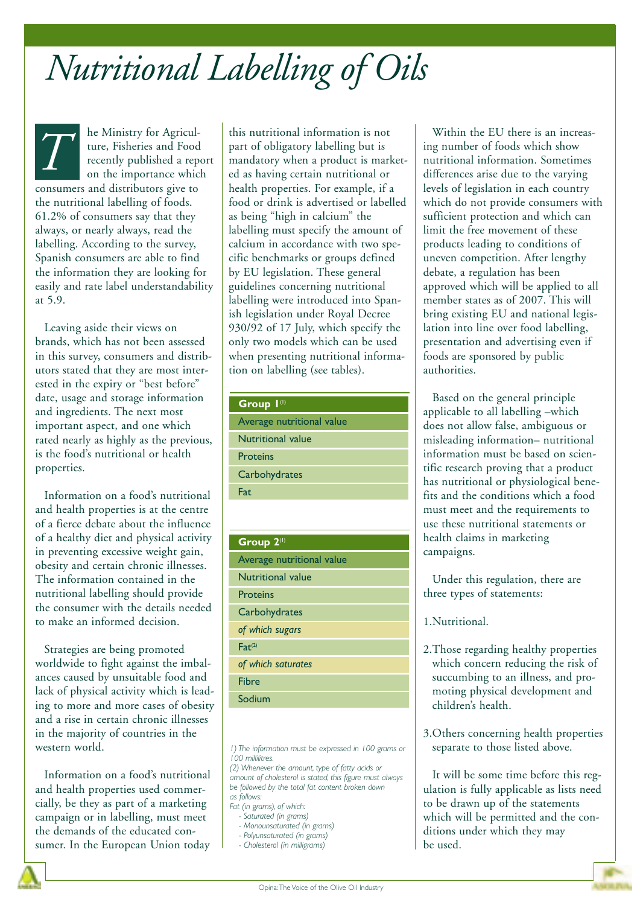# Nutritional Labelling of Oils

The Ministry for Agriculture, Fisheries and Food recently published a report on the importance which consumers and distributors give to the nutritional labelling of foods. 61.2% of consumers say that they always, or nearly always, read the labelling. According to the survey, Spanish consumers are able to find the information they are looking for easily and rate label understandability at 5.9.

Leaving aside their views on brands, which has not been assessed in this survey, consumers and distributors stated that they are most interested in the expiry or "best before" date, usage and storage information and ingredients. The next most important aspect, and one which rated nearly as highly as the previous, is the food's nutritional or health properties.

Information on a food's nutritional and health properties is at the centre of a fierce debate about the influence of a healthy diet and physical activity in preventing excessive weight gain, obesity and certain chronic illnesses. The information contained in the nutritional labelling should provide the consumer with the details needed to make an informed decision.

Strategies are being promoted worldwide to fight against the imbalances caused by unsuitable food and lack of physical activity which is leading to more and more cases of obesity and a rise in certain chronic illnesses in the majority of countries in the western world.

Information on a food's nutritional and health properties used commercially, be they as part of a marketing campaign or in labelling, must meet the demands of the educated consumer. In the European Union today this nutritional information is not part of obligatory labelling but is mandatory when a product is marketed as having certain nutritional or health properties. For example, if a food or drink is advertised or labelled as being "high in calcium" the labelling must specify the amount of calcium in accordance with two specific benchmarks or groups defined by EU legislation. These general guidelines concerning nutritional labelling were introduced into Spanish legislation under Royal Decree 930/92 of 17 July, which specify the only two models which can be used when presenting nutritional information on labelling (see tables).

| **Group 1**[1] |
|---|
| Average nutritional value |
| Nutritional value |
| Proteins |
| Carbohydrates |
| Fat |

| **Group 2**[1] |
|---|
| Average nutritional value |
| Nutritional value |
| Proteins |
| Carbohydrates |
| *of which sugars* |
| Fat[2] |
| *of which saturates* |
| Fibre |
| Sodium |

*1) The information must be expressed in 100 grams or 100 millilitres.*
*(2) Whenever the amount, type of fatty acids or amount of cholesterol is stated, this figure must always be followed by the total fat content broken down as follows:*
*Fat (in grams), of which:*
*- Saturated (in grams)*
*- Monounsaturated (in grams)*
*- Polyunsaturated (in grams)*
*- Cholesterol (in milligrams)*

Within the EU there is an increasing number of foods which show nutritional information. Sometimes differences arise due to the varying levels of legislation in each country which do not provide consumers with sufficient protection and which can limit the free movement of these products leading to conditions of uneven competition. After lengthy debate, a regulation has been approved which will be applied to all member states as of 2007. This will bring existing EU and national legislation into line over food labelling, presentation and advertising even if foods are sponsored by public authorities.

Based on the general principle applicable to all labelling –which does not allow false, ambiguous or misleading information– nutritional information must be based on scientific research proving that a product has nutritional or physiological benefits and the conditions which a food must meet and the requirements to use these nutritional statements or health claims in marketing campaigns.

Under this regulation, there are three types of statements:

1. Nutritional.
2. Those regarding healthy properties which concern reducing the risk of succumbing to an illness, and promoting physical development and children's health.
3. Others concerning health properties separate to those listed above.

It will be some time before this regulation is fully applicable as lists need to be drawn up of the statements which will be permitted and the conditions under which they may be used.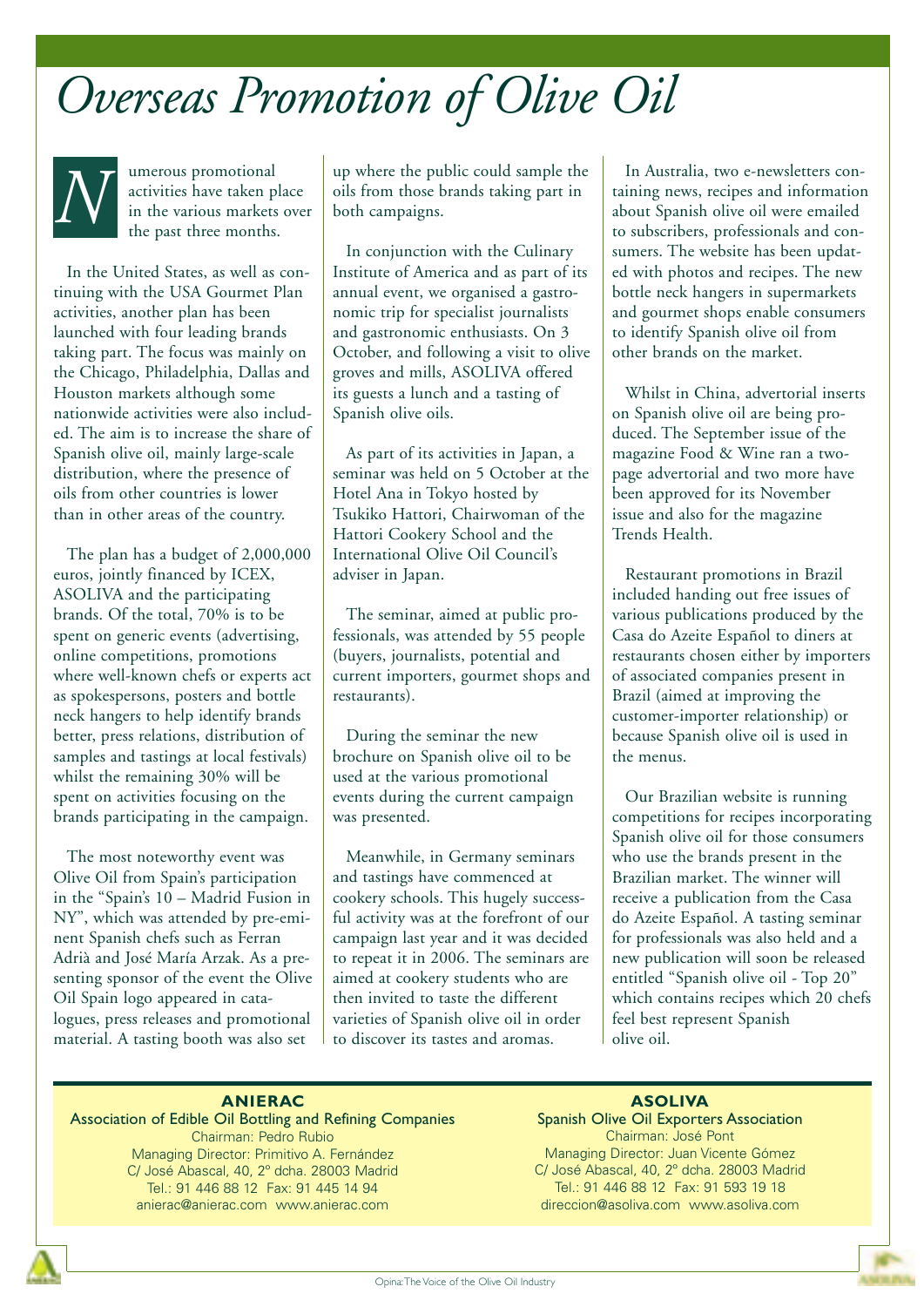# Overseas Promotion of Olive Oil

Numerous promotional activities have taken place in the various markets over the past three months.

In the United States, as well as continuing with the USA Gourmet Plan activities, another plan has been launched with four leading brands taking part. The focus was mainly on the Chicago, Philadelphia, Dallas and Houston markets although some nationwide activities were also included. The aim is to increase the share of Spanish olive oil, mainly large-scale distribution, where the presence of oils from other countries is lower than in other areas of the country.

The plan has a budget of 2,000,000 euros, jointly financed by ICEX, ASOLIVA and the participating brands. Of the total, 70% is to be spent on generic events (advertising, online competitions, promotions where well-known chefs or experts act as spokespersons, posters and bottle neck hangers to help identify brands better, press relations, distribution of samples and tastings at local festivals) whilst the remaining 30% will be spent on activities focusing on the brands participating in the campaign.

The most noteworthy event was Olive Oil from Spain's participation in the "Spain's 10 – Madrid Fusion in NY", which was attended by pre-eminent Spanish chefs such as Ferran Adrià and José María Arzak. As a presenting sponsor of the event the Olive Oil Spain logo appeared in catalogues, press releases and promotional material. A tasting booth was also set up where the public could sample the oils from those brands taking part in both campaigns.

In conjunction with the Culinary Institute of America and as part of its annual event, we organised a gastronomic trip for specialist journalists and gastronomic enthusiasts. On 3 October, and following a visit to olive groves and mills, ASOLIVA offered its guests a lunch and a tasting of Spanish olive oils.

As part of its activities in Japan, a seminar was held on 5 October at the Hotel Ana in Tokyo hosted by Tsukiko Hattori, Chairwoman of the Hattori Cookery School and the International Olive Oil Council's adviser in Japan.

The seminar, aimed at public professionals, was attended by 55 people (buyers, journalists, potential and current importers, gourmet shops and restaurants).

During the seminar the new brochure on Spanish olive oil to be used at the various promotional events during the current campaign was presented.

Meanwhile, in Germany seminars and tastings have commenced at cookery schools. This hugely successful activity was at the forefront of our campaign last year and it was decided to repeat it in 2006. The seminars are aimed at cookery students who are then invited to taste the different varieties of Spanish olive oil in order to discover its tastes and aromas.

In Australia, two e-newsletters containing news, recipes and information about Spanish olive oil were emailed to subscribers, professionals and consumers. The website has been updated with photos and recipes. The new bottle neck hangers in supermarkets and gourmet shops enable consumers to identify Spanish olive oil from other brands on the market.

Whilst in China, advertorial inserts on Spanish olive oil are being produced. The September issue of the magazine Food & Wine ran a two-page advertorial and two more have been approved for its November issue and also for the magazine Trends Health.

Restaurant promotions in Brazil included handing out free issues of various publications produced by the Casa do Azeite Español to diners at restaurants chosen either by importers of associated companies present in Brazil (aimed at improving the customer-importer relationship) or because Spanish olive oil is used in the menus.

Our Brazilian website is running competitions for recipes incorporating Spanish olive oil for those consumers who use the brands present in the Brazilian market. The winner will receive a publication from the Casa do Azeite Español. A tasting seminar for professionals was also held and a new publication will soon be released entitled "Spanish olive oil - Top 20" which contains recipes which 20 chefs feel best represent Spanish olive oil.

**ANIERAC**
Association of Edible Oil Bottling and Refining Companies
Chairman: Pedro Rubio
Managing Director: Primitivo A. Fernández
C/ José Abascal, 40, 2º dcha. 28003 Madrid
Tel.: 91 446 88 12 Fax: 91 445 14 94
anierac@anierac.com www.anierac.com

**ASOLIVA**
Spanish Olive Oil Exporters Association
Chairman: José Pont
Managing Director: Juan Vicente Gómez
C/ José Abascal, 40, 2º dcha. 28003 Madrid
Tel.: 91 446 88 12 Fax: 91 593 19 18
direccion@asoliva.com www.asoliva.com